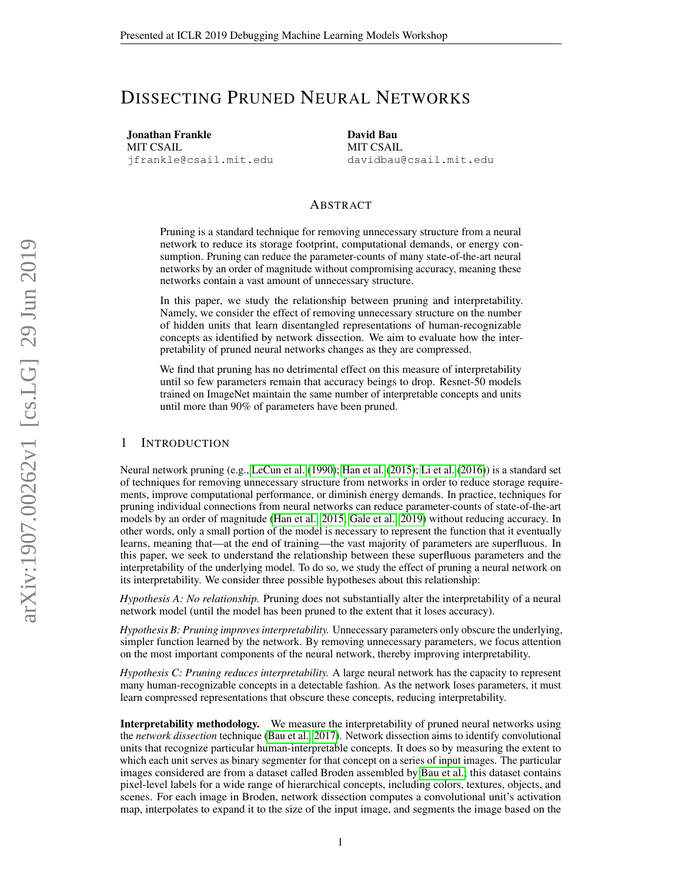# DISSECTING PRUNED NEURAL NETWORKS

**Jonathan Frankle**
MIT CSAIL
jfrankle@csail.mit.edu

**David Bau**
MIT CSAIL
davidbau@csail.mit.edu

## ABSTRACT

Pruning is a standard technique for removing unnecessary structure from a neural network to reduce its storage footprint, computational demands, or energy consumption. Pruning can reduce the parameter-counts of many state-of-the-art neural networks by an order of magnitude without compromising accuracy, meaning these networks contain a vast amount of unnecessary structure.

In this paper, we study the relationship between pruning and interpretability. Namely, we consider the effect of removing unnecessary structure on the number of hidden units that learn disentangled representations of human-recognizable concepts as identified by network dissection. We aim to evaluate how the interpretability of pruned neural networks changes as they are compressed.

We find that pruning has no detrimental effect on this measure of interpretability until so few parameters remain that accuracy beings to drop. Resnet-50 models trained on ImageNet maintain the same number of interpretable concepts and units until more than 90% of parameters have been pruned.

## 1 INTRODUCTION

Neural network pruning (e.g., LeCun et al. (1990); Han et al. (2015); Li et al. (2016)) is a standard set of techniques for removing unnecessary structure from networks in order to reduce storage requirements, improve computational performance, or diminish energy demands. In practice, techniques for pruning individual connections from neural networks can reduce parameter-counts of state-of-the-art models by an order of magnitude (Han et al., 2015; Gale et al., 2019) without reducing accuracy. In other words, only a small portion of the model is necessary to represent the function that it eventually learns, meaning that—at the end of training—the vast majority of parameters are superfluous. In this paper, we seek to understand the relationship between these superfluous parameters and the interpretability of the underlying model. To do so, we study the effect of pruning a neural network on its interpretability. We consider three possible hypotheses about this relationship:

*Hypothesis A: No relationship.* Pruning does not substantially alter the interpretability of a neural network model (until the model has been pruned to the extent that it loses accuracy).

*Hypothesis B: Pruning improves interpretability.* Unnecessary parameters only obscure the underlying, simpler function learned by the network. By removing unnecessary parameters, we focus attention on the most important components of the neural network, thereby improving interpretability.

*Hypothesis C: Pruning reduces interpretability.* A large neural network has the capacity to represent many human-recognizable concepts in a detectable fashion. As the network loses parameters, it must learn compressed representations that obscure these concepts, reducing interpretability.

**Interpretability methodology.** We measure the interpretability of pruned neural networks using the *network dissection* technique (Bau et al., 2017). Network dissection aims to identify convolutional units that recognize particular human-interpretable concepts. It does so by measuring the extent to which each unit serves as binary segmenter for that concept on a series of input images. The particular images considered are from a dataset called Broden assembled by Bau et al.; this dataset contains pixel-level labels for a wide range of hierarchical concepts, including colors, textures, objects, and scenes. For each image in Broden, network dissection computes a convolutional unit's activation map, interpolates to expand it to the size of the input image, and segments the image based on the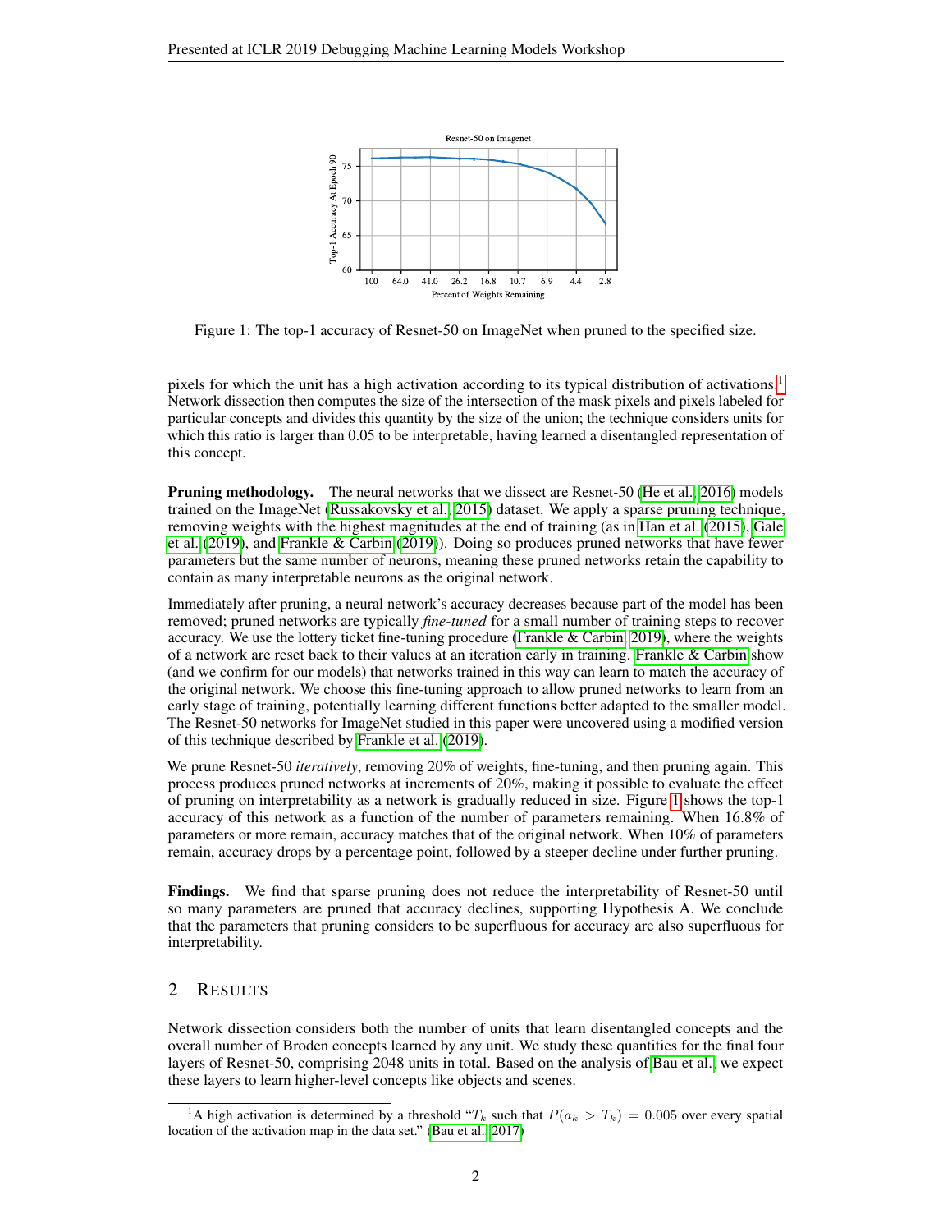Figure 1: The top-1 accuracy of Resnet-50 on ImageNet when pruned to the specified size.

pixels for which the unit has a high activation according to its typical distribution of activations.[1] Network dissection then computes the size of the intersection of the mask pixels and pixels labeled for particular concepts and divides this quantity by the size of the union; the technique considers units for which this ratio is larger than 0.05 to be interpretable, having learned a disentangled representation of this concept.

**Pruning methodology.** The neural networks that we dissect are Resnet-50 (He et al., 2016) models trained on the ImageNet (Russakovsky et al., 2015) dataset. We apply a sparse pruning technique, removing weights with the highest magnitudes at the end of training (as in Han et al. (2015), Gale et al. (2019), and Frankle & Carbin (2019)). Doing so produces pruned networks that have fewer parameters but the same number of neurons, meaning these pruned networks retain the capability to contain as many interpretable neurons as the original network.

Immediately after pruning, a neural network's accuracy decreases because part of the model has been removed; pruned networks are typically *fine-tuned* for a small number of training steps to recover accuracy. We use the lottery ticket fine-tuning procedure (Frankle & Carbin, 2019), where the weights of a network are reset back to their values at an iteration early in training. Frankle & Carbin show (and we confirm for our models) that networks trained in this way can learn to match the accuracy of the original network. We choose this fine-tuning approach to allow pruned networks to learn from an early stage of training, potentially learning different functions better adapted to the smaller model. The Resnet-50 networks for ImageNet studied in this paper were uncovered using a modified version of this technique described by Frankle et al. (2019).

We prune Resnet-50 *iteratively*, removing 20% of weights, fine-tuning, and then pruning again. This process produces pruned networks at increments of 20%, making it possible to evaluate the effect of pruning on interpretability as a network is gradually reduced in size. Figure 1 shows the top-1 accuracy of this network as a function of the number of parameters remaining. When 16.8% of parameters or more remain, accuracy matches that of the original network. When 10% of parameters remain, accuracy drops by a percentage point, followed by a steeper decline under further pruning.

**Findings.** We find that sparse pruning does not reduce the interpretability of Resnet-50 until so many parameters are pruned that accuracy declines, supporting Hypothesis A. We conclude that the parameters that pruning considers to be superfluous for accuracy are also superfluous for interpretability.

## 2 Results

Network dissection considers both the number of units that learn disentangled concepts and the overall number of Broden concepts learned by any unit. We study these quantities for the final four layers of Resnet-50, comprising 2048 units in total. Based on the analysis of Bau et al., we expect these layers to learn higher-level concepts like objects and scenes.

[1] A high activation is determined by a threshold "$T_k$ such that $P(a_k > T_k) = 0.005$ over every spatial location of the activation map in the data set." (Bau et al., 2017)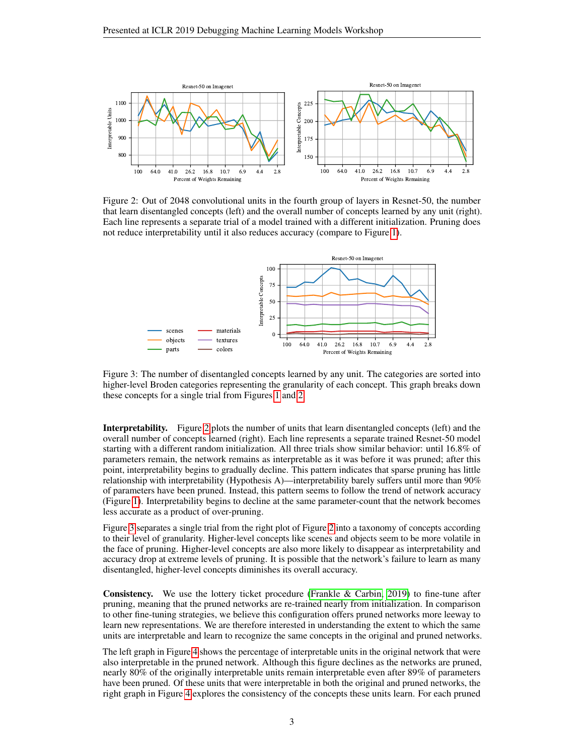Figure 2: Out of 2048 convolutional units in the fourth group of layers in Resnet-50, the number that learn disentangled concepts (left) and the overall number of concepts learned by any unit (right). Each line represents a separate trial of a model trained with a different initialization. Pruning does not reduce interpretability until it also reduces accuracy (compare to Figure 1).

Figure 3: The number of disentangled concepts learned by any unit. The categories are sorted into higher-level Broden categories representing the granularity of each concept. This graph breaks down these concepts for a single trial from Figures 1 and 2.

**Interpretability.** Figure 2 plots the number of units that learn disentangled concepts (left) and the overall number of concepts learned (right). Each line represents a separate trained Resnet-50 model starting with a different random initialization. All three trials show similar behavior: until 16.8% of parameters remain, the network remains as interpretable as it was before it was pruned; after this point, interpretability begins to gradually decline. This pattern indicates that sparse pruning has little relationship with interpretability (Hypothesis A)—interpretability barely suffers until more than 90% of parameters have been pruned. Instead, this pattern seems to follow the trend of network accuracy (Figure 1). Interpretability begins to decline at the same parameter-count that the network becomes less accurate as a product of over-pruning.

Figure 3 separates a single trial from the right plot of Figure 2 into a taxonomy of concepts according to their level of granularity. Higher-level concepts like scenes and objects seem to be more volatile in the face of pruning. Higher-level concepts are also more likely to disappear as interpretability and accuracy drop at extreme levels of pruning. It is possible that the network's failure to learn as many disentangled, higher-level concepts diminishes its overall accuracy.

**Consistency.** We use the lottery ticket procedure (Frankle & Carbin, 2019) to fine-tune after pruning, meaning that the pruned networks are re-trained nearly from initialization. In comparison to other fine-tuning strategies, we believe this configuration offers pruned networks more leeway to learn new representations. We are therefore interested in understanding the extent to which the same units are interpretable and learn to recognize the same concepts in the original and pruned networks.

The left graph in Figure 4 shows the percentage of interpretable units in the original network that were also interpretable in the pruned network. Although this figure declines as the networks are pruned, nearly 80% of the originally interpretable units remain interpretable even after 89% of parameters have been pruned. Of these units that were interpretable in both the original and pruned networks, the right graph in Figure 4 explores the consistency of the concepts these units learn. For each pruned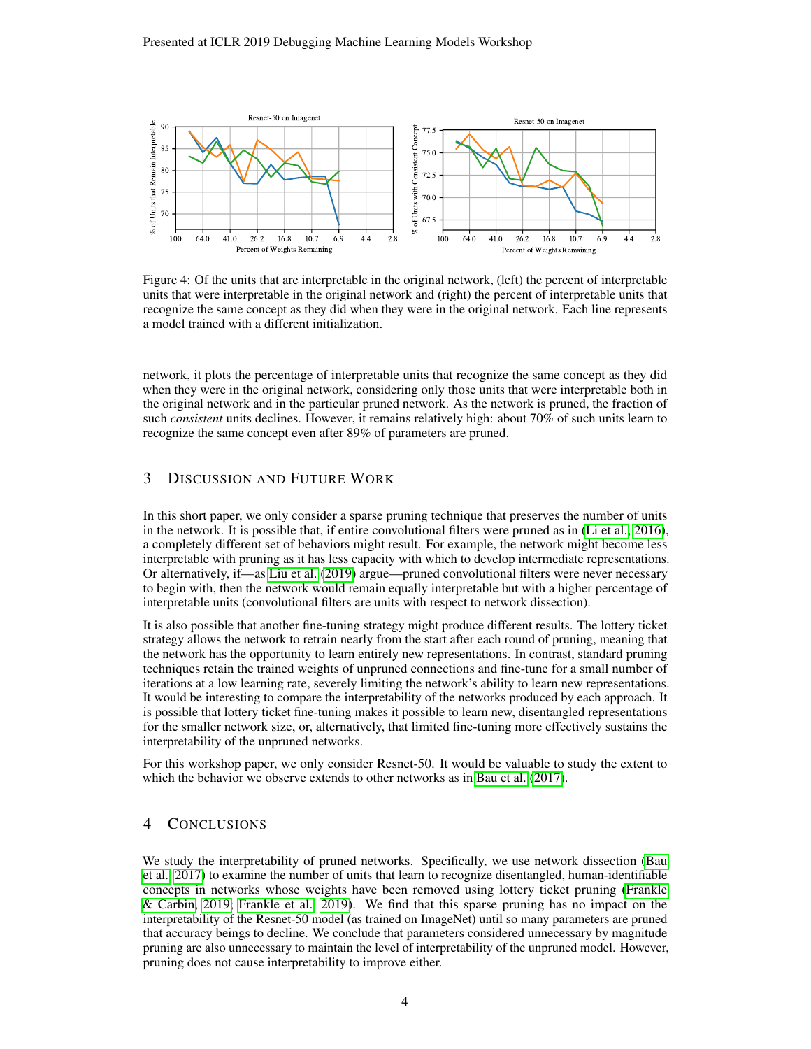Figure 4: Of the units that are interpretable in the original network, (left) the percent of interpretable units that were interpretable in the original network and (right) the percent of interpretable units that recognize the same concept as they did when they were in the original network. Each line represents a model trained with a different initialization.

network, it plots the percentage of interpretable units that recognize the same concept as they did when they were in the original network, considering only those units that were interpretable both in the original network and in the particular pruned network. As the network is pruned, the fraction of such *consistent* units declines. However, it remains relatively high: about 70% of such units learn to recognize the same concept even after 89% of parameters are pruned.

## 3 Discussion and Future Work

In this short paper, we only consider a sparse pruning technique that preserves the number of units in the network. It is possible that, if entire convolutional filters were pruned as in (Li et al., 2016), a completely different set of behaviors might result. For example, the network might become less interpretable with pruning as it has less capacity with which to develop intermediate representations. Or alternatively, if—as Liu et al. (2019) argue—pruned convolutional filters were never necessary to begin with, then the network would remain equally interpretable but with a higher percentage of interpretable units (convolutional filters are units with respect to network dissection).

It is also possible that another fine-tuning strategy might produce different results. The lottery ticket strategy allows the network to retrain nearly from the start after each round of pruning, meaning that the network has the opportunity to learn entirely new representations. In contrast, standard pruning techniques retain the trained weights of unpruned connections and fine-tune for a small number of iterations at a low learning rate, severely limiting the network's ability to learn new representations. It would be interesting to compare the interpretability of the networks produced by each approach. It is possible that lottery ticket fine-tuning makes it possible to learn new, disentangled representations for the smaller network size, or, alternatively, that limited fine-tuning more effectively sustains the interpretability of the unpruned networks.

For this workshop paper, we only consider Resnet-50. It would be valuable to study the extent to which the behavior we observe extends to other networks as in Bau et al. (2017).

## 4 Conclusions

We study the interpretability of pruned networks. Specifically, we use network dissection (Bau et al., 2017) to examine the number of units that learn to recognize disentangled, human-identifiable concepts in networks whose weights have been removed using lottery ticket pruning (Frankle & Carbin, 2019; Frankle et al., 2019). We find that this sparse pruning has no impact on the interpretability of the Resnet-50 model (as trained on ImageNet) until so many parameters are pruned that accuracy beings to decline. We conclude that parameters considered unnecessary by magnitude pruning are also unnecessary to maintain the level of interpretability of the unpruned model. However, pruning does not cause interpretability to improve either.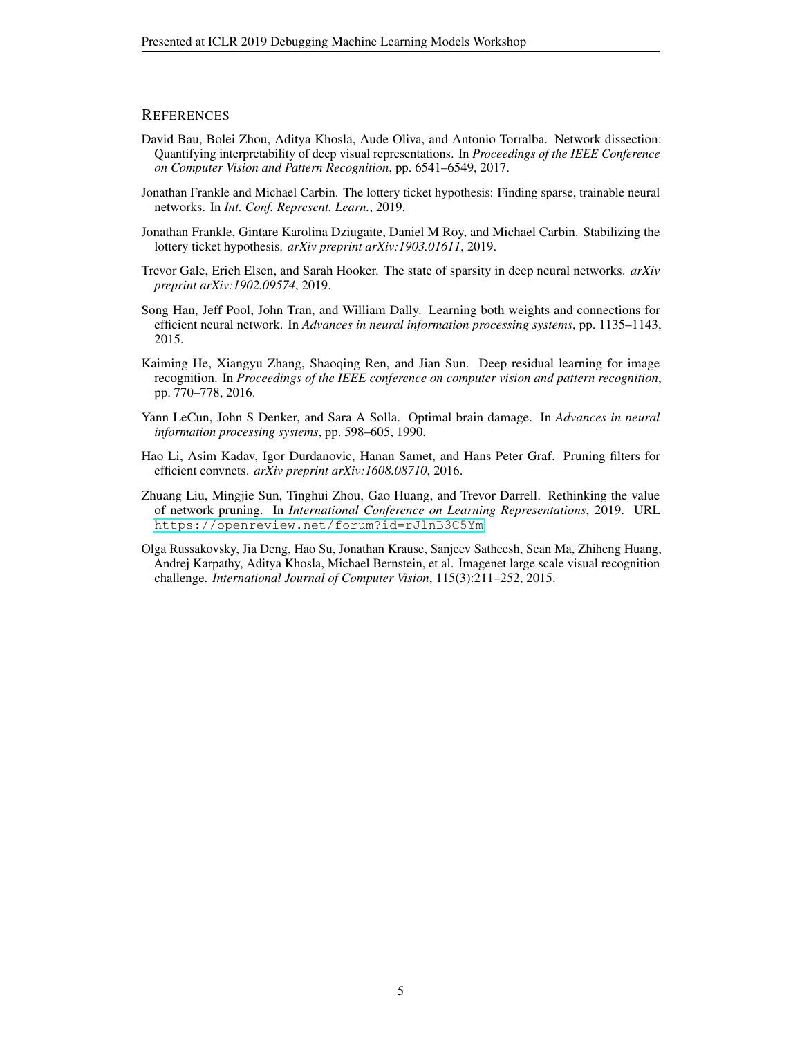## REFERENCES

David Bau, Bolei Zhou, Aditya Khosla, Aude Oliva, and Antonio Torralba. Network dissection: Quantifying interpretability of deep visual representations. In *Proceedings of the IEEE Conference on Computer Vision and Pattern Recognition*, pp. 6541–6549, 2017.

Jonathan Frankle and Michael Carbin. The lottery ticket hypothesis: Finding sparse, trainable neural networks. In *Int. Conf. Represent. Learn.*, 2019.

Jonathan Frankle, Gintare Karolina Dziugaite, Daniel M Roy, and Michael Carbin. Stabilizing the lottery ticket hypothesis. *arXiv preprint arXiv:1903.01611*, 2019.

Trevor Gale, Erich Elsen, and Sarah Hooker. The state of sparsity in deep neural networks. *arXiv preprint arXiv:1902.09574*, 2019.

Song Han, Jeff Pool, John Tran, and William Dally. Learning both weights and connections for efficient neural network. In *Advances in neural information processing systems*, pp. 1135–1143, 2015.

Kaiming He, Xiangyu Zhang, Shaoqing Ren, and Jian Sun. Deep residual learning for image recognition. In *Proceedings of the IEEE conference on computer vision and pattern recognition*, pp. 770–778, 2016.

Yann LeCun, John S Denker, and Sara A Solla. Optimal brain damage. In *Advances in neural information processing systems*, pp. 598–605, 1990.

Hao Li, Asim Kadav, Igor Durdanovic, Hanan Samet, and Hans Peter Graf. Pruning filters for efficient convnets. *arXiv preprint arXiv:1608.08710*, 2016.

Zhuang Liu, Mingjie Sun, Tinghui Zhou, Gao Huang, and Trevor Darrell. Rethinking the value of network pruning. In *International Conference on Learning Representations*, 2019. URL `https://openreview.net/forum?id=rJlnB3C5Ym`.

Olga Russakovsky, Jia Deng, Hao Su, Jonathan Krause, Sanjeev Satheesh, Sean Ma, Zhiheng Huang, Andrej Karpathy, Aditya Khosla, Michael Bernstein, et al. Imagenet large scale visual recognition challenge. *International Journal of Computer Vision*, 115(3):211–252, 2015.